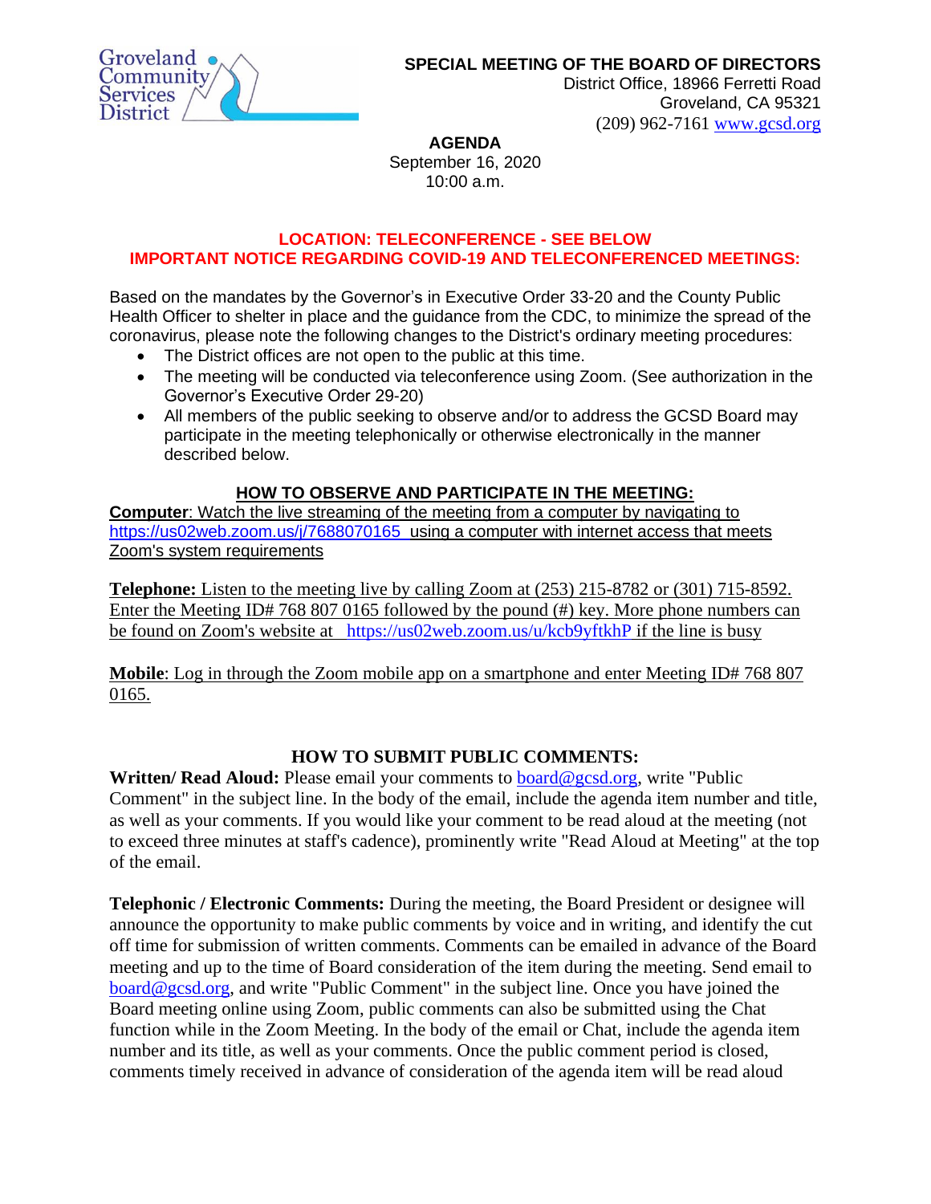Groveland Community Services District

**SPECIAL MEETING OF THE BOARD OF DIRECTORS**
District Office, 18966 Ferretti Road
Groveland, CA 95321
(209) 962-7161 www.gcsd.org

**AGENDA**
September 16, 2020
10:00 a.m.

**LOCATION: TELECONFERENCE - SEE BELOW**
**IMPORTANT NOTICE REGARDING COVID-19 AND TELECONFERENCED MEETINGS:**

Based on the mandates by the Governor's in Executive Order 33-20 and the County Public Health Officer to shelter in place and the guidance from the CDC, to minimize the spread of the coronavirus, please note the following changes to the District's ordinary meeting procedures:

- The District offices are not open to the public at this time.
- The meeting will be conducted via teleconference using Zoom. (See authorization in the Governor's Executive Order 29-20)
- All members of the public seeking to observe and/or to address the GCSD Board may participate in the meeting telephonically or otherwise electronically in the manner described below.

## HOW TO OBSERVE AND PARTICIPATE IN THE MEETING:

**Computer**: Watch the live streaming of the meeting from a computer by navigating to https://us02web.zoom.us/j/7688070165 using a computer with internet access that meets Zoom's system requirements

**Telephone:** Listen to the meeting live by calling Zoom at (253) 215-8782 or (301) 715-8592. Enter the Meeting ID# 768 807 0165 followed by the pound (#) key. More phone numbers can be found on Zoom's website at https://us02web.zoom.us/u/kcb9yftkhP if the line is busy

**Mobile**: Log in through the Zoom mobile app on a smartphone and enter Meeting ID# 768 807 0165.

## HOW TO SUBMIT PUBLIC COMMENTS:

**Written/ Read Aloud:** Please email your comments to board@gcsd.org, write "Public Comment" in the subject line. In the body of the email, include the agenda item number and title, as well as your comments. If you would like your comment to be read aloud at the meeting (not to exceed three minutes at staff's cadence), prominently write "Read Aloud at Meeting" at the top of the email.

**Telephonic / Electronic Comments:** During the meeting, the Board President or designee will announce the opportunity to make public comments by voice and in writing, and identify the cut off time for submission of written comments. Comments can be emailed in advance of the Board meeting and up to the time of Board consideration of the item during the meeting. Send email to board@gcsd.org, and write "Public Comment" in the subject line. Once you have joined the Board meeting online using Zoom, public comments can also be submitted using the Chat function while in the Zoom Meeting. In the body of the email or Chat, include the agenda item number and its title, as well as your comments. Once the public comment period is closed, comments timely received in advance of consideration of the agenda item will be read aloud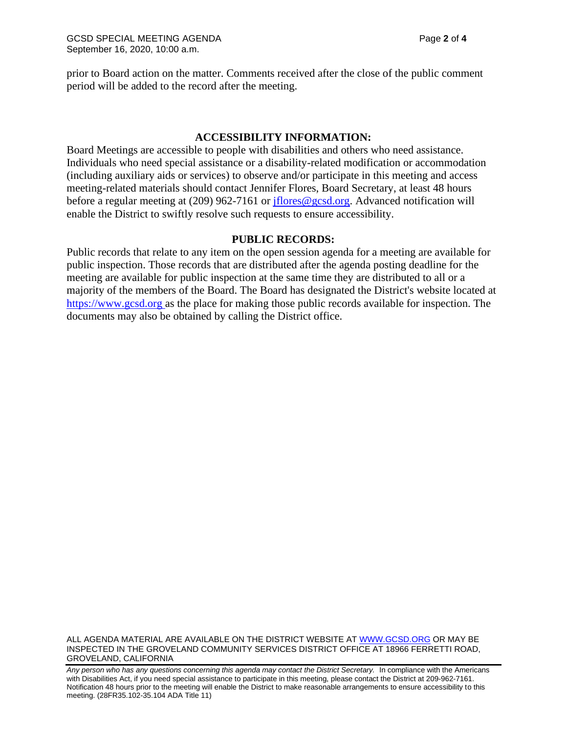prior to Board action on the matter. Comments received after the close of the public comment period will be added to the record after the meeting.

## ACCESSIBILITY INFORMATION:

Board Meetings are accessible to people with disabilities and others who need assistance. Individuals who need special assistance or a disability-related modification or accommodation (including auxiliary aids or services) to observe and/or participate in this meeting and access meeting-related materials should contact Jennifer Flores, Board Secretary, at least 48 hours before a regular meeting at (209) 962-7161 or jflores@gcsd.org. Advanced notification will enable the District to swiftly resolve such requests to ensure accessibility.

## PUBLIC RECORDS:

Public records that relate to any item on the open session agenda for a meeting are available for public inspection. Those records that are distributed after the agenda posting deadline for the meeting are available for public inspection at the same time they are distributed to all or a majority of the members of the Board. The Board has designated the District's website located at https://www.gcsd.org as the place for making those public records available for inspection. The documents may also be obtained by calling the District office.

ALL AGENDA MATERIAL ARE AVAILABLE ON THE DISTRICT WEBSITE AT WWW.GCSD.ORG OR MAY BE INSPECTED IN THE GROVELAND COMMUNITY SERVICES DISTRICT OFFICE AT 18966 FERRETTI ROAD, GROVELAND, CALIFORNIA

*Any person who has any questions concerning this agenda may contact the District Secretary.* In compliance with the Americans with Disabilities Act, if you need special assistance to participate in this meeting, please contact the District at 209-962-7161. Notification 48 hours prior to the meeting will enable the District to make reasonable arrangements to ensure accessibility to this meeting. (28FR35.102-35.104 ADA Title 11)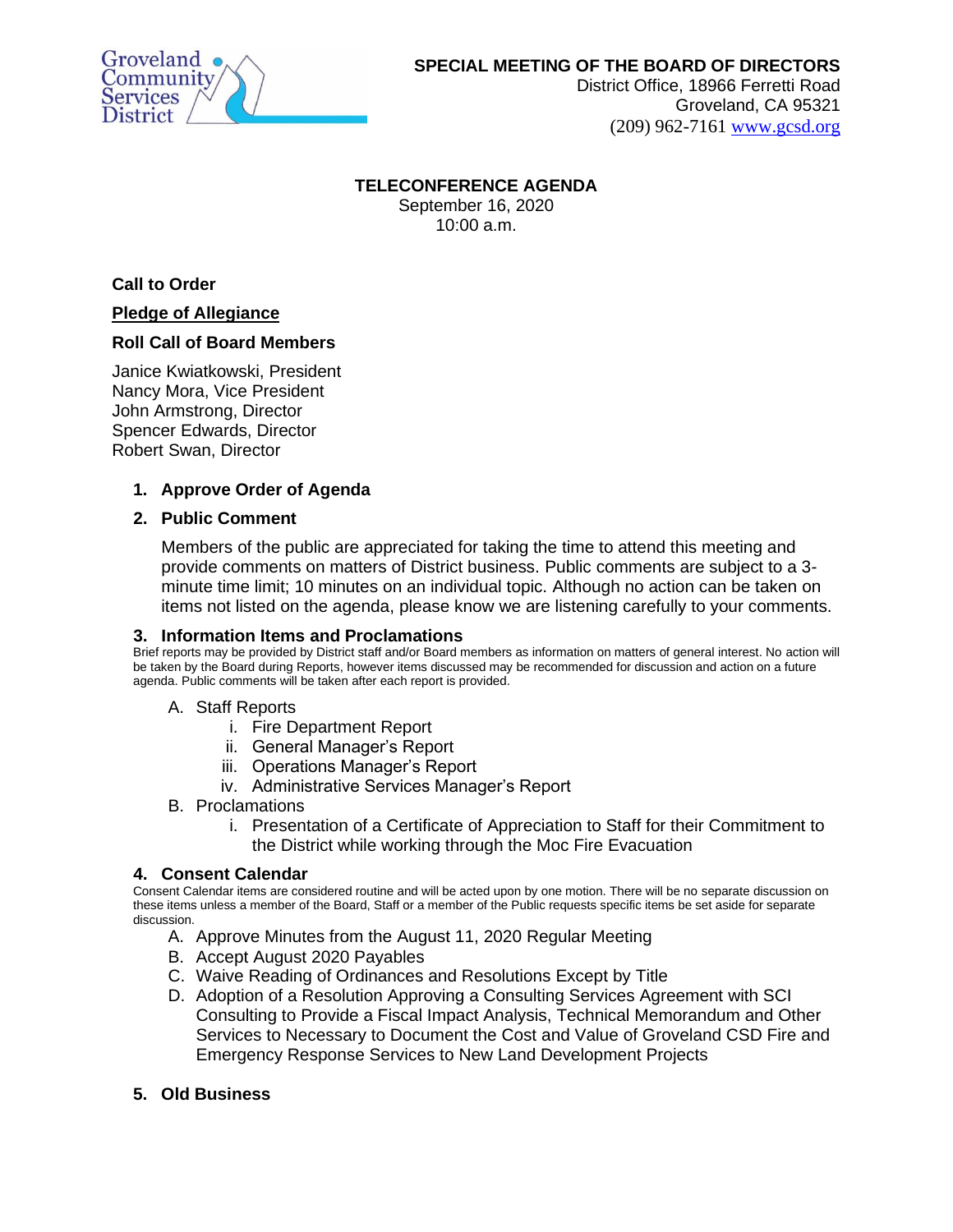Groveland Community Services District

**SPECIAL MEETING OF THE BOARD OF DIRECTORS**
District Office, 18966 Ferretti Road
Groveland, CA 95321
(209) 962-7161 www.gcsd.org

**TELECONFERENCE AGENDA**
September 16, 2020
10:00 a.m.

**Call to Order**

**Pledge of Allegiance**

**Roll Call of Board Members**

Janice Kwiatkowski, President
Nancy Mora, Vice President
John Armstrong, Director
Spencer Edwards, Director
Robert Swan, Director

1. **Approve Order of Agenda**

2. **Public Comment**

   Members of the public are appreciated for taking the time to attend this meeting and provide comments on matters of District business. Public comments are subject to a 3-minute time limit; 10 minutes on an individual topic. Although no action can be taken on items not listed on the agenda, please know we are listening carefully to your comments.

3. **Information Items and Proclamations**

   Brief reports may be provided by District staff and/or Board members as information on matters of general interest. No action will be taken by the Board during Reports, however items discussed may be recommended for discussion and action on a future agenda. Public comments will be taken after each report is provided.

   A. Staff Reports
      i. Fire Department Report
      ii. General Manager's Report
      iii. Operations Manager's Report
      iv. Administrative Services Manager's Report
   B. Proclamations
      i. Presentation of a Certificate of Appreciation to Staff for their Commitment to the District while working through the Moc Fire Evacuation

4. **Consent Calendar**

   Consent Calendar items are considered routine and will be acted upon by one motion. There will be no separate discussion on these items unless a member of the Board, Staff or a member of the Public requests specific items be set aside for separate discussion.

   A. Approve Minutes from the August 11, 2020 Regular Meeting
   B. Accept August 2020 Payables
   C. Waive Reading of Ordinances and Resolutions Except by Title
   D. Adoption of a Resolution Approving a Consulting Services Agreement with SCI Consulting to Provide a Fiscal Impact Analysis, Technical Memorandum and Other Services to Necessary to Document the Cost and Value of Groveland CSD Fire and Emergency Response Services to New Land Development Projects

5. **Old Business**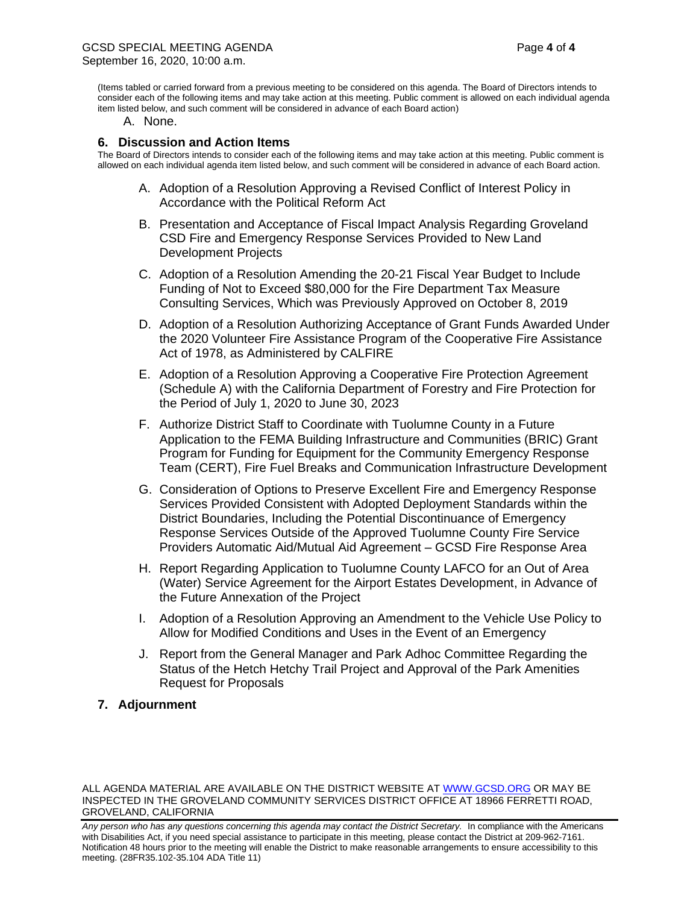(Items tabled or carried forward from a previous meeting to be considered on this agenda. The Board of Directors intends to consider each of the following items and may take action at this meeting. Public comment is allowed on each individual agenda item listed below, and such comment will be considered in advance of each Board action)

A. None.

## 6. Discussion and Action Items

The Board of Directors intends to consider each of the following items and may take action at this meeting. Public comment is allowed on each individual agenda item listed below, and such comment will be considered in advance of each Board action.

A. Adoption of a Resolution Approving a Revised Conflict of Interest Policy in Accordance with the Political Reform Act

B. Presentation and Acceptance of Fiscal Impact Analysis Regarding Groveland CSD Fire and Emergency Response Services Provided to New Land Development Projects

C. Adoption of a Resolution Amending the 20-21 Fiscal Year Budget to Include Funding of Not to Exceed $80,000 for the Fire Department Tax Measure Consulting Services, Which was Previously Approved on October 8, 2019

D. Adoption of a Resolution Authorizing Acceptance of Grant Funds Awarded Under the 2020 Volunteer Fire Assistance Program of the Cooperative Fire Assistance Act of 1978, as Administered by CALFIRE

E. Adoption of a Resolution Approving a Cooperative Fire Protection Agreement (Schedule A) with the California Department of Forestry and Fire Protection for the Period of July 1, 2020 to June 30, 2023

F. Authorize District Staff to Coordinate with Tuolumne County in a Future Application to the FEMA Building Infrastructure and Communities (BRIC) Grant Program for Funding for Equipment for the Community Emergency Response Team (CERT), Fire Fuel Breaks and Communication Infrastructure Development

G. Consideration of Options to Preserve Excellent Fire and Emergency Response Services Provided Consistent with Adopted Deployment Standards within the District Boundaries, Including the Potential Discontinuance of Emergency Response Services Outside of the Approved Tuolumne County Fire Service Providers Automatic Aid/Mutual Aid Agreement – GCSD Fire Response Area

H. Report Regarding Application to Tuolumne County LAFCO for an Out of Area (Water) Service Agreement for the Airport Estates Development, in Advance of the Future Annexation of the Project

I. Adoption of a Resolution Approving an Amendment to the Vehicle Use Policy to Allow for Modified Conditions and Uses in the Event of an Emergency

J. Report from the General Manager and Park Adhoc Committee Regarding the Status of the Hetch Hetchy Trail Project and Approval of the Park Amenities Request for Proposals

## 7. Adjournment

ALL AGENDA MATERIAL ARE AVAILABLE ON THE DISTRICT WEBSITE AT WWW.GCSD.ORG OR MAY BE INSPECTED IN THE GROVELAND COMMUNITY SERVICES DISTRICT OFFICE AT 18966 FERRETTI ROAD, GROVELAND, CALIFORNIA

*Any person who has any questions concerning this agenda may contact the District Secretary.* In compliance with the Americans with Disabilities Act, if you need special assistance to participate in this meeting, please contact the District at 209-962-7161. Notification 48 hours prior to the meeting will enable the District to make reasonable arrangements to ensure accessibility to this meeting. (28FR35.102-35.104 ADA Title 11)